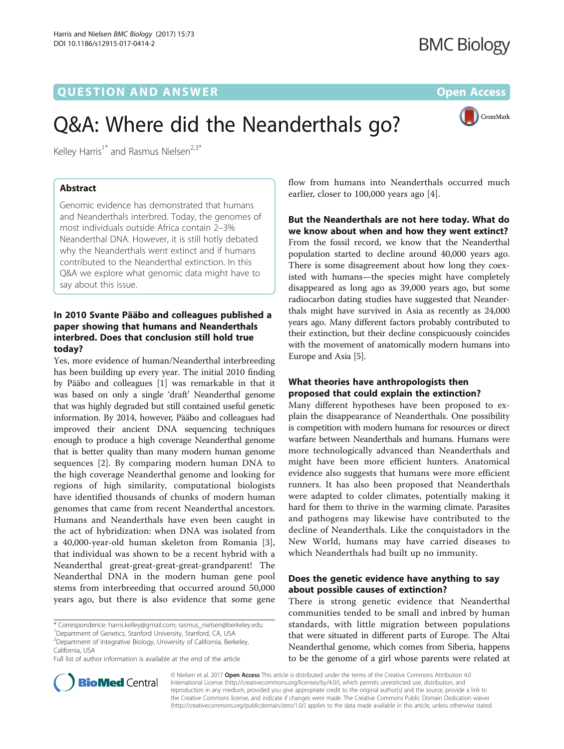QUESTION AND ANSWER

Open Access

# Q&A: Where did the Neanderthals go?

Kelley Harris[1*] and Rasmus Nielsen[2,3*]

## Abstract

Genomic evidence has demonstrated that humans and Neanderthals interbred. Today, the genomes of most individuals outside Africa contain 2–3% Neanderthal DNA. However, it is still hotly debated why the Neanderthals went extinct and if humans contributed to the Neanderthal extinction. In this Q&A we explore what genomic data might have to say about this issue.

### In 2010 Svante Pääbo and colleagues published a paper showing that humans and Neanderthals interbred. Does that conclusion still hold true today?

Yes, more evidence of human/Neanderthal interbreeding has been building up every year. The initial 2010 finding by Pääbo and colleagues [1] was remarkable in that it was based on only a single 'draft' Neanderthal genome that was highly degraded but still contained useful genetic information. By 2014, however, Pääbo and colleagues had improved their ancient DNA sequencing techniques enough to produce a high coverage Neanderthal genome that is better quality than many modern human genome sequences [2]. By comparing modern human DNA to the high coverage Neanderthal genome and looking for regions of high similarity, computational biologists have identified thousands of chunks of modern human genomes that came from recent Neanderthal ancestors. Humans and Neanderthals have even been caught in the act of hybridization: when DNA was isolated from a 40,000-year-old human skeleton from Romania [3], that individual was shown to be a recent hybrid with a Neanderthal great-great-great-great-grandparent! The Neanderthal DNA in the modern human gene pool stems from interbreeding that occurred around 50,000 years ago, but there is also evidence that some gene flow from humans into Neanderthals occurred much earlier, closer to 100,000 years ago [4].

### But the Neanderthals are not here today. What do we know about when and how they went extinct?

From the fossil record, we know that the Neanderthal population started to decline around 40,000 years ago. There is some disagreement about how long they coexisted with humans—the species might have completely disappeared as long ago as 39,000 years ago, but some radiocarbon dating studies have suggested that Neanderthals might have survived in Asia as recently as 24,000 years ago. Many different factors probably contributed to their extinction, but their decline conspicuously coincides with the movement of anatomically modern humans into Europe and Asia [5].

### What theories have anthropologists then proposed that could explain the extinction?

Many different hypotheses have been proposed to explain the disappearance of Neanderthals. One possibility is competition with modern humans for resources or direct warfare between Neanderthals and humans. Humans were more technologically advanced than Neanderthals and might have been more efficient hunters. Anatomical evidence also suggests that humans were more efficient runners. It has also been proposed that Neanderthals were adapted to colder climates, potentially making it hard for them to thrive in the warming climate. Parasites and pathogens may likewise have contributed to the decline of Neanderthals. Like the conquistadors in the New World, humans may have carried diseases to which Neanderthals had built up no immunity.

### Does the genetic evidence have anything to say about possible causes of extinction?

There is strong genetic evidence that Neanderthal communities tended to be small and inbred by human standards, with little migration between populations that were situated in different parts of Europe. The Altai Neanderthal genome, which comes from Siberia, happens to be the genome of a girl whose parents were related at

* Correspondence: harris.kelley@gmail.com; rasmus_nielsen@berkeley.edu
[1]Department of Genetics, Stanford University, Stanford, CA, USA
[2]Department of Integrative Biology, University of California, Berkeley, California, USA
Full list of author information is available at the end of the article

© Nielsen et al. 2017 **Open Access** This article is distributed under the terms of the Creative Commons Attribution 4.0 International License (http://creativecommons.org/licenses/by/4.0/), which permits unrestricted use, distribution, and reproduction in any medium, provided you give appropriate credit to the original author(s) and the source, provide a link to the Creative Commons license, and indicate if changes were made. The Creative Commons Public Domain Dedication waiver (http://creativecommons.org/publicdomain/zero/1.0/) applies to the data made available in this article, unless otherwise stated.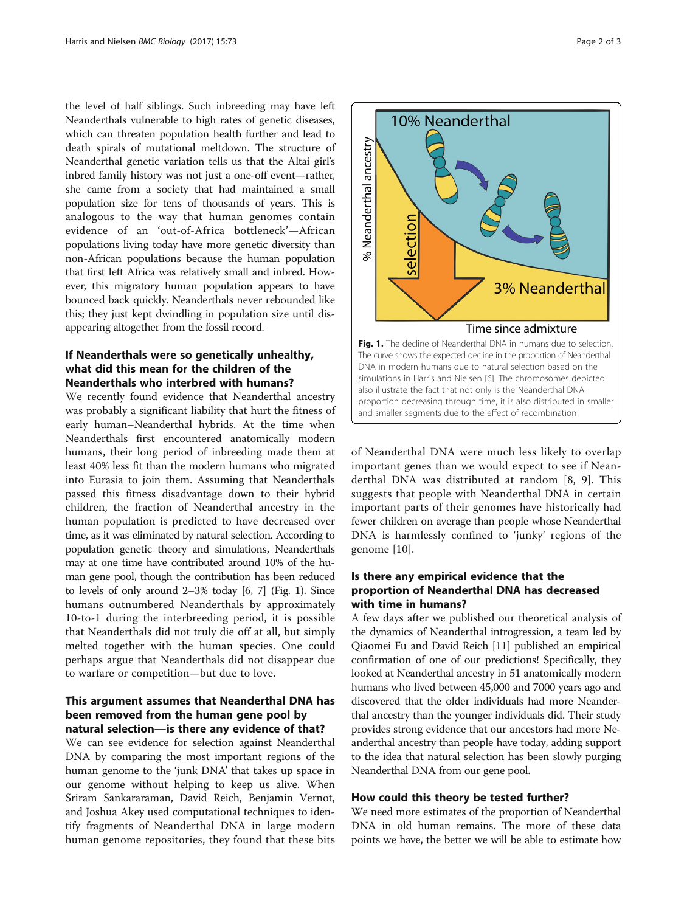the level of half siblings. Such inbreeding may have left Neanderthals vulnerable to high rates of genetic diseases, which can threaten population health further and lead to death spirals of mutational meltdown. The structure of Neanderthal genetic variation tells us that the Altai girl's inbred family history was not just a one-off event—rather, she came from a society that had maintained a small population size for tens of thousands of years. This is analogous to the way that human genomes contain evidence of an 'out-of-Africa bottleneck'—African populations living today have more genetic diversity than non-African populations because the human population that first left Africa was relatively small and inbred. However, this migratory human population appears to have bounced back quickly. Neanderthals never rebounded like this; they just kept dwindling in population size until disappearing altogether from the fossil record.

### If Neanderthals were so genetically unhealthy, what did this mean for the children of the Neanderthals who interbred with humans?

We recently found evidence that Neanderthal ancestry was probably a significant liability that hurt the fitness of early human–Neanderthal hybrids. At the time when Neanderthals first encountered anatomically modern humans, their long period of inbreeding made them at least 40% less fit than the modern humans who migrated into Eurasia to join them. Assuming that Neanderthals passed this fitness disadvantage down to their hybrid children, the fraction of Neanderthal ancestry in the human population is predicted to have decreased over time, as it was eliminated by natural selection. According to population genetic theory and simulations, Neanderthals may at one time have contributed around 10% of the human gene pool, though the contribution has been reduced to levels of only around 2–3% today [6, 7] (Fig. 1). Since humans outnumbered Neanderthals by approximately 10-to-1 during the interbreeding period, it is possible that Neanderthals did not truly die off at all, but simply melted together with the human species. One could perhaps argue that Neanderthals did not disappear due to warfare or competition—but due to love.

**Fig. 1.** The decline of Neanderthal DNA in humans due to selection. The curve shows the expected decline in the proportion of Neanderthal DNA in modern humans due to natural selection based on the simulations in Harris and Nielsen [6]. The chromosomes depicted also illustrate the fact that not only is the Neanderthal DNA proportion decreasing through time, it is also distributed in smaller and smaller segments due to the effect of recombination

### This argument assumes that Neanderthal DNA has been removed from the human gene pool by natural selection—is there any evidence of that?

We can see evidence for selection against Neanderthal DNA by comparing the most important regions of the human genome to the 'junk DNA' that takes up space in our genome without helping to keep us alive. When Sriram Sankararaman, David Reich, Benjamin Vernot, and Joshua Akey used computational techniques to identify fragments of Neanderthal DNA in large modern human genome repositories, they found that these bits of Neanderthal DNA were much less likely to overlap important genes than we would expect to see if Neanderthal DNA was distributed at random [8, 9]. This suggests that people with Neanderthal DNA in certain important parts of their genomes have historically had fewer children on average than people whose Neanderthal DNA is harmlessly confined to 'junky' regions of the genome [10].

### Is there any empirical evidence that the proportion of Neanderthal DNA has decreased with time in humans?

A few days after we published our theoretical analysis of the dynamics of Neanderthal introgression, a team led by Qiaomei Fu and David Reich [11] published an empirical confirmation of one of our predictions! Specifically, they looked at Neanderthal ancestry in 51 anatomically modern humans who lived between 45,000 and 7000 years ago and discovered that the older individuals had more Neanderthal ancestry than the younger individuals did. Their study provides strong evidence that our ancestors had more Neanderthal ancestry than people have today, adding support to the idea that natural selection has been slowly purging Neanderthal DNA from our gene pool.

### How could this theory be tested further?

We need more estimates of the proportion of Neanderthal DNA in old human remains. The more of these data points we have, the better we will be able to estimate how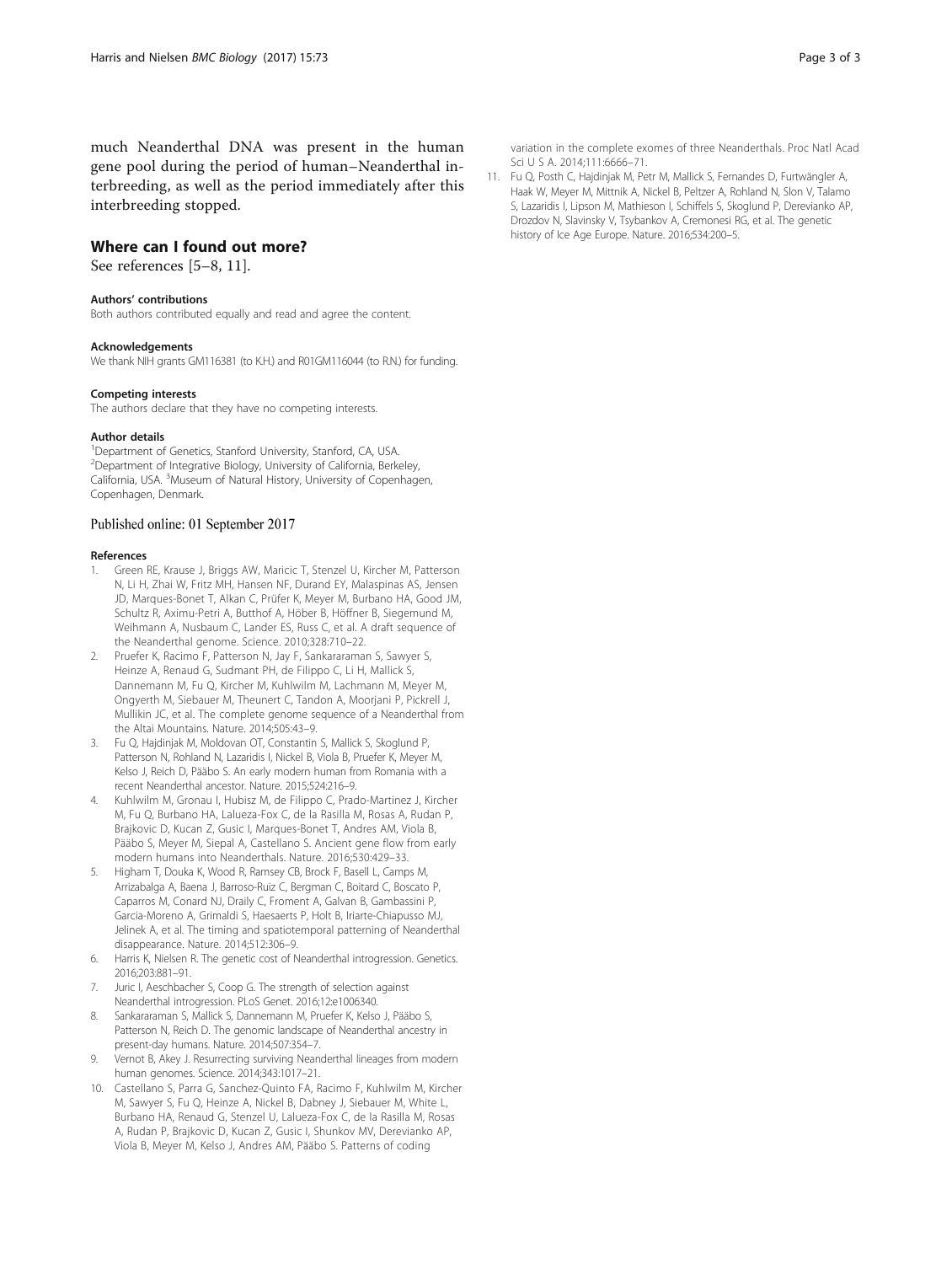much Neanderthal DNA was present in the human gene pool during the period of human–Neanderthal interbreeding, as well as the period immediately after this interbreeding stopped.

## Where can I found out more?

See references [5–8, 11].

#### Authors' contributions

Both authors contributed equally and read and agree the content.

#### Acknowledgements

We thank NIH grants GM116381 (to K.H.) and R01GM116044 (to R.N.) for funding.

#### Competing interests

The authors declare that they have no competing interests.

#### Author details

[1]Department of Genetics, Stanford University, Stanford, CA, USA. [2]Department of Integrative Biology, University of California, Berkeley, California, USA. [3]Museum of Natural History, University of Copenhagen, Copenhagen, Denmark.

Published online: 01 September 2017

#### References

1. Green RE, Krause J, Briggs AW, Maricic T, Stenzel U, Kircher M, Patterson N, Li H, Zhai W, Fritz MH, Hansen NF, Durand EY, Malaspinas AS, Jensen JD, Marques-Bonet T, Alkan C, Prüfer K, Meyer M, Burbano HA, Good JM, Schultz R, Aximu-Petri A, Butthof A, Höber B, Höffner B, Siegemund M, Weihmann A, Nusbaum C, Lander ES, Russ C, et al. A draft sequence of the Neanderthal genome. Science. 2010;328:710–22.
2. Pruefer K, Racimo F, Patterson N, Jay F, Sankararaman S, Sawyer S, Heinze A, Renaud G, Sudmant PH, de Filippo C, Li H, Mallick S, Dannemann M, Fu Q, Kircher M, Kuhlwilm M, Lachmann M, Meyer M, Ongyerth M, Siebauer M, Theunert C, Tandon A, Moorjani P, Pickrell J, Mullikin JC, et al. The complete genome sequence of a Neanderthal from the Altai Mountains. Nature. 2014;505:43–9.
3. Fu Q, Hajdinjak M, Moldovan OT, Constantin S, Mallick S, Skoglund P, Patterson N, Rohland N, Lazaridis I, Nickel B, Viola B, Pruefer K, Meyer M, Kelso J, Reich D, Pääbo S. An early modern human from Romania with a recent Neanderthal ancestor. Nature. 2015;524:216–9.
4. Kuhlwilm M, Gronau I, Hubisz M, de Filippo C, Prado-Martinez J, Kircher M, Fu Q, Burbano HA, Lalueza-Fox C, de la Rasilla M, Rosas A, Rudan P, Brajkovic D, Kucan Z, Gusic I, Marques-Bonet T, Andres AM, Viola B, Pääbo S, Meyer M, Siepal A, Castellano S. Ancient gene flow from early modern humans into Neanderthals. Nature. 2016;530:429–33.
5. Higham T, Douka K, Wood R, Ramsey CB, Brock F, Basell L, Camps M, Arrizabalga A, Baena J, Barroso-Ruiz C, Bergman C, Boitard C, Boscato P, Caparros M, Conard NJ, Draily C, Froment A, Galvan B, Gambassini P, Garcia-Moreno A, Grimaldi S, Haesaerts P, Holt B, Iriarte-Chiapusso MJ, Jelinek A, et al. The timing and spatiotemporal patterning of Neanderthal disappearance. Nature. 2014;512:306–9.
6. Harris K, Nielsen R. The genetic cost of Neanderthal introgression. Genetics. 2016;203:881–91.
7. Juric I, Aeschbacher S, Coop G. The strength of selection against Neanderthal introgression. PLoS Genet. 2016;12:e1006340.
8. Sankararaman S, Mallick S, Dannemann M, Pruefer K, Kelso J, Pääbo S, Patterson N, Reich D. The genomic landscape of Neanderthal ancestry in present-day humans. Nature. 2014;507:354–7.
9. Vernot B, Akey J. Resurrecting surviving Neanderthal lineages from modern human genomes. Science. 2014;343:1017–21.
10. Castellano S, Parra G, Sanchez-Quinto FA, Racimo F, Kuhlwilm M, Kircher M, Sawyer S, Fu Q, Heinze A, Nickel B, Dabney J, Siebauer M, White L, Burbano HA, Renaud G, Stenzel U, Lalueza-Fox C, de la Rasilla M, Rosas A, Rudan P, Brajkovic D, Kucan Z, Gusic I, Shunkov MV, Derevianko AP, Viola B, Meyer M, Kelso J, Andres AM, Pääbo S. Patterns of coding variation in the complete exomes of three Neanderthals. Proc Natl Acad Sci U S A. 2014;111:6666–71.
11. Fu Q, Posth C, Hajdinjak M, Petr M, Mallick S, Fernandes D, Furtwängler A, Haak W, Meyer M, Mittnik A, Nickel B, Peltzer A, Rohland N, Slon V, Talamo S, Lazaridis I, Lipson M, Mathieson I, Schiffels S, Skoglund P, Derevianko AP, Drozdov N, Slavinsky V, Tsybankov A, Cremonesi RG, et al. The genetic history of Ice Age Europe. Nature. 2016;534:200–5.